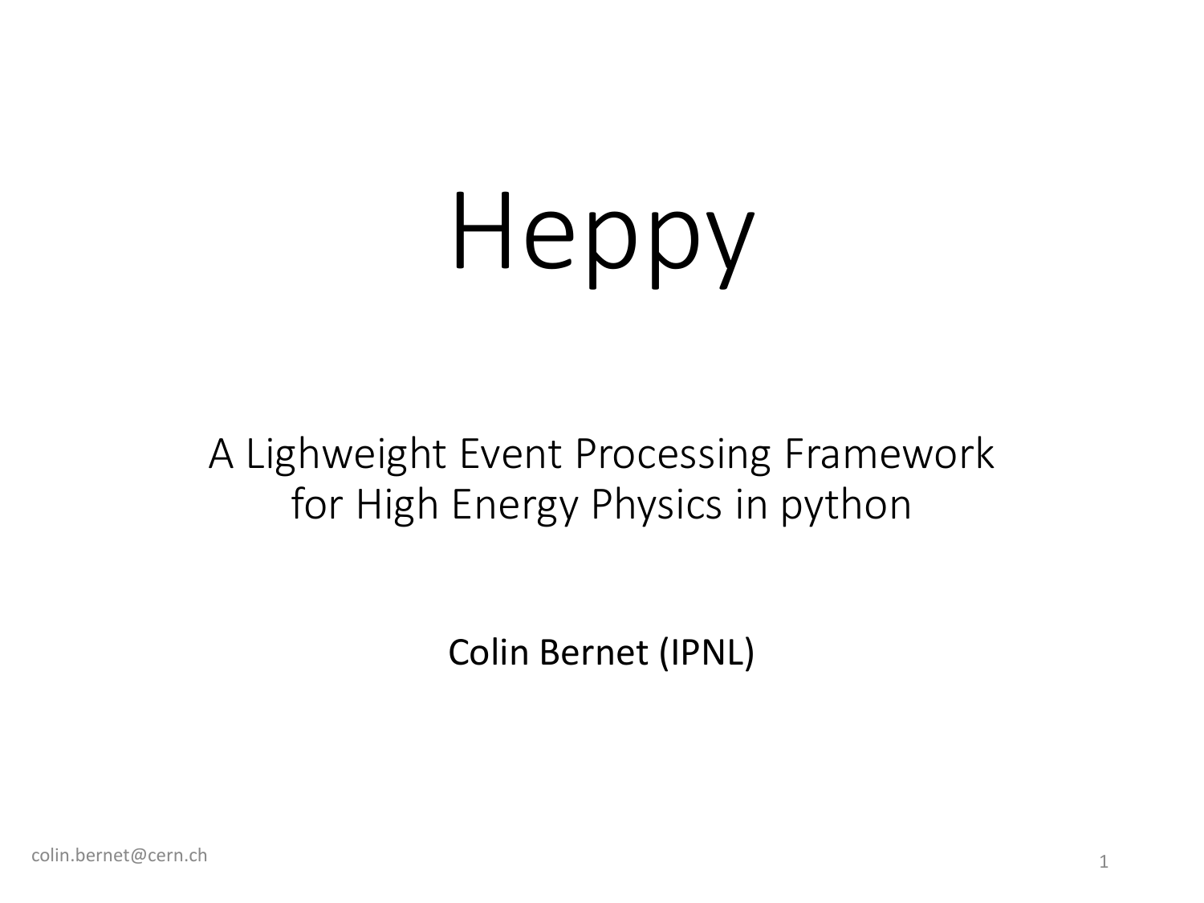# Heppy

A Lighweight Event Processing Framework for High Energy Physics in python

Colin Bernet (IPNL)

colin.bernet@cern.ch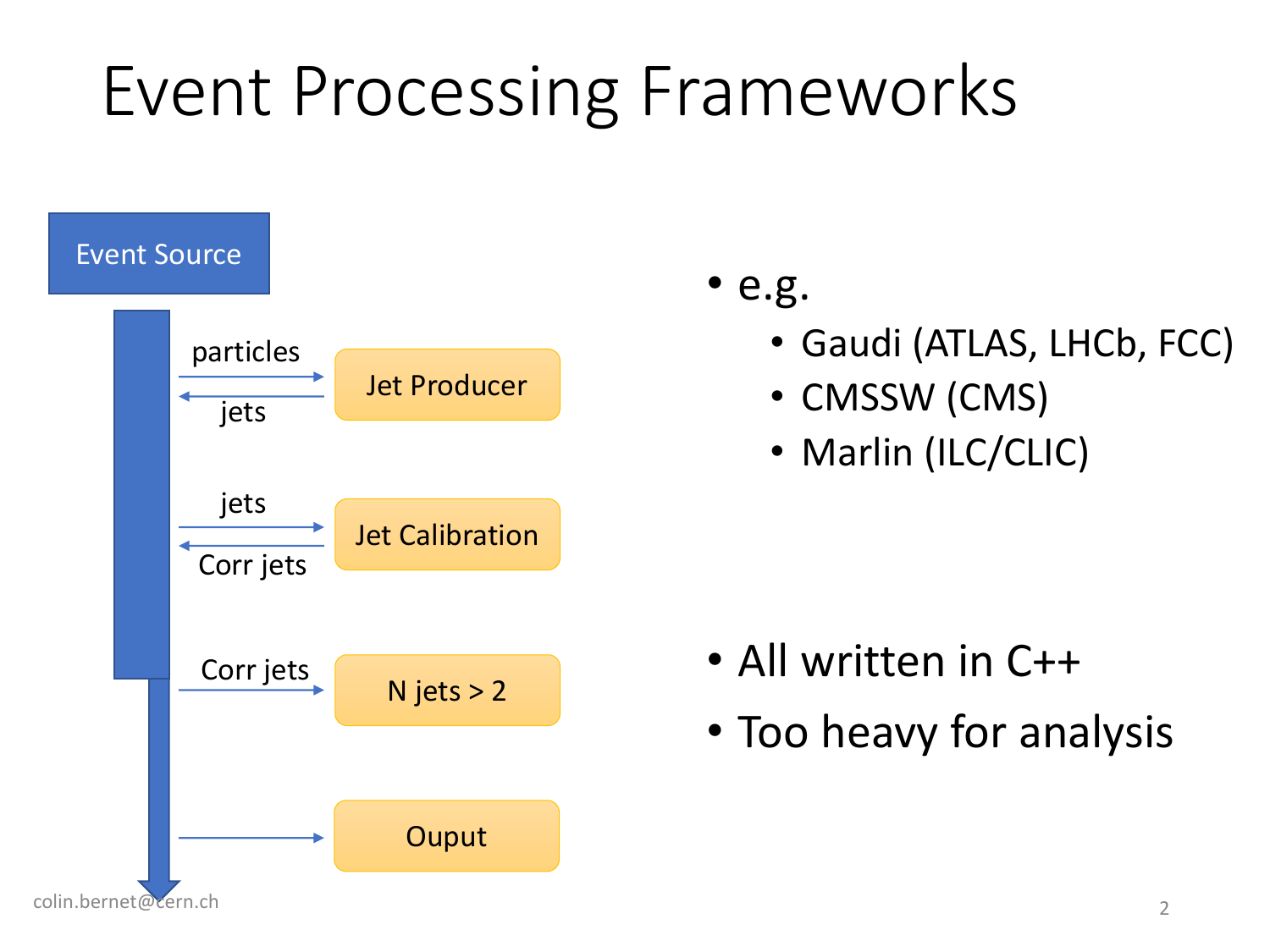# Event Processing Frameworks

Event Source

| Input | Module | Output |
| --- | --- | --- |
| particles | Jet Producer | jets |
| jets | Jet Calibration | Corr jets |
| Corr jets | N jets > 2 | |
| | Ouput | |

- e.g.
  - Gaudi (ATLAS, LHCb, FCC)
  - CMSSW (CMS)
  - Marlin (ILC/CLIC)

- All written in C++
- Too heavy for analysis

colin.bernet@cern.ch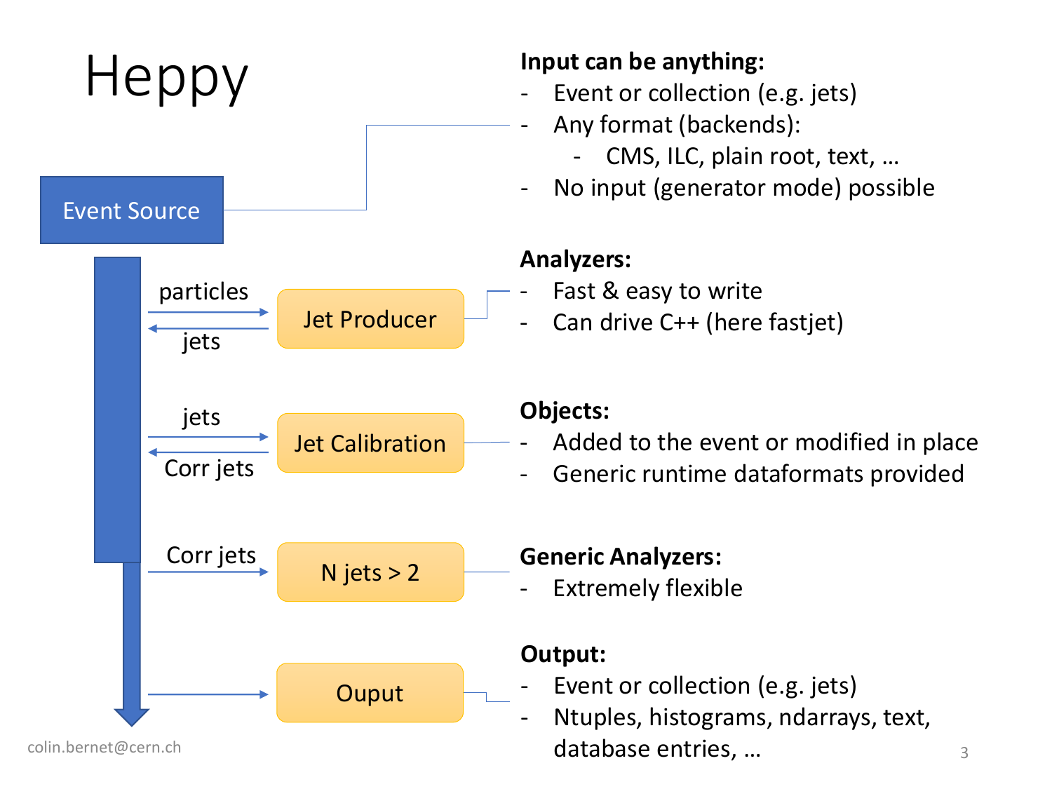# Heppy

**Input can be anything:**

- Event or collection (e.g. jets)
- Any format (backends):
  - CMS, ILC, plain root, text, …
- No input (generator mode) possible

**Analyzers:**

- Fast & easy to write
- Can drive C++ (here fastjet)

**Objects:**

- Added to the event or modified in place
- Generic runtime dataformats provided

**Generic Analyzers:**

- Extremely flexible

**Output:**

- Event or collection (e.g. jets)
- Ntuples, histograms, ndarrays, text, database entries, …

Event Source

particles → Jet Producer → jets

jets → Jet Calibration → Corr jets

Corr jets → N jets > 2

→ Ouput

colin.bernet@cern.ch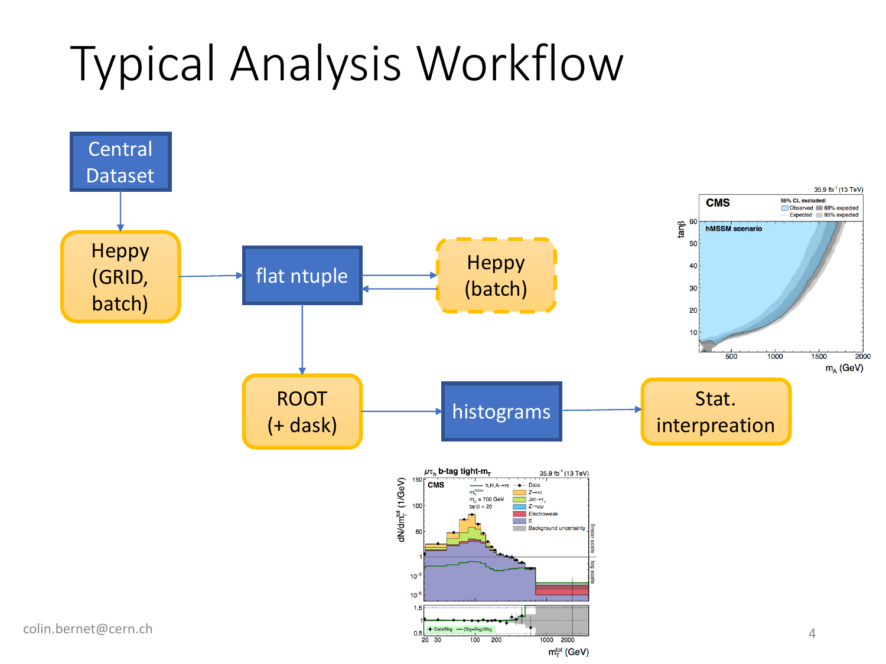# Typical Analysis Workflow

- Central Dataset
- Heppy (GRID, batch)
- flat ntuple
- Heppy (batch)
- ROOT (+ dask)
- histograms
- Stat. interpreation

colin.bernet@cern.ch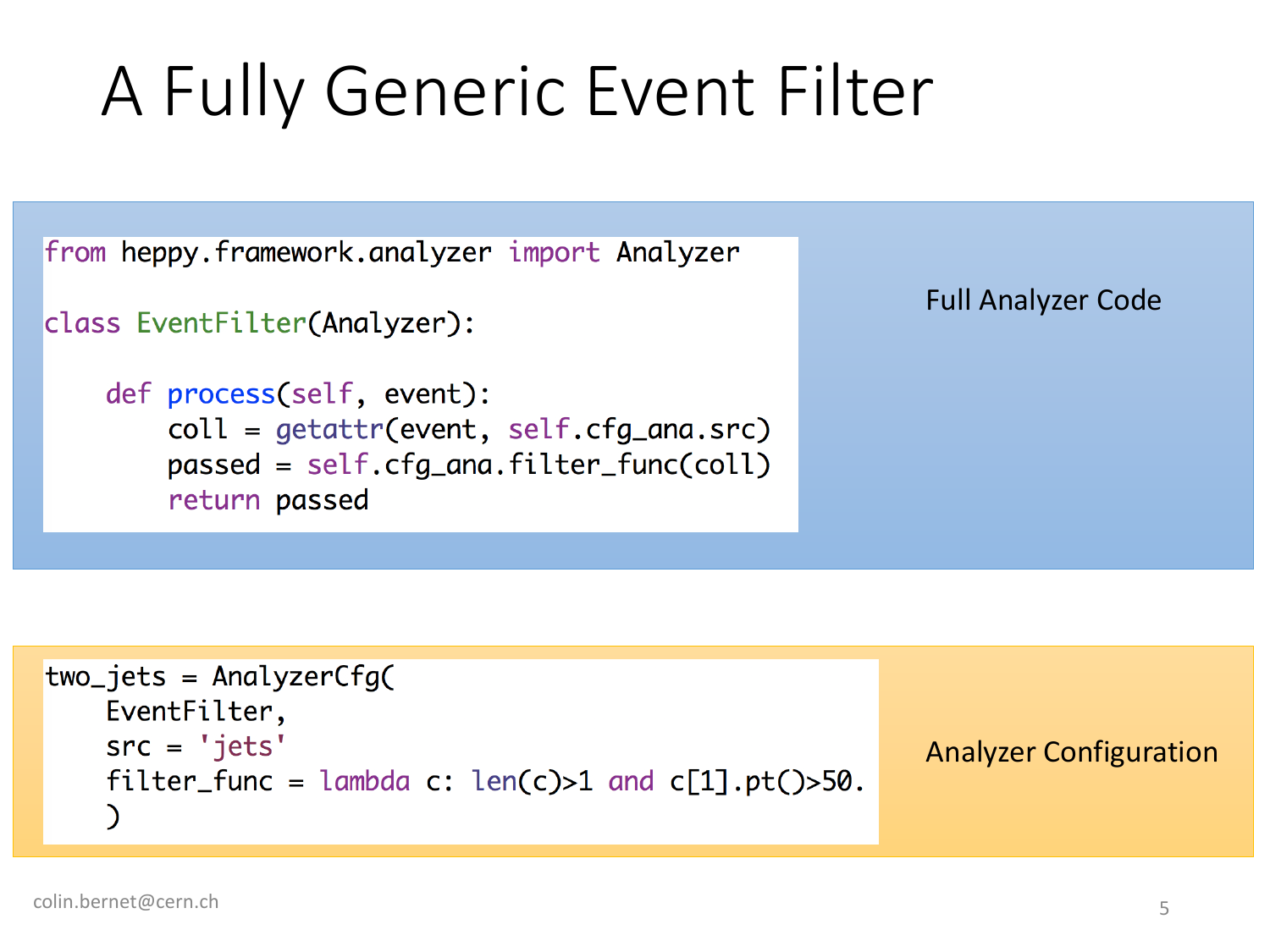# A Fully Generic Event Filter

```python
from heppy.framework.analyzer import Analyzer

class EventFilter(Analyzer):

    def process(self, event):
        coll = getattr(event, self.cfg_ana.src)
        passed = self.cfg_ana.filter_func(coll)
        return passed
```

Full Analyzer Code

```python
two_jets = AnalyzerCfg(
    EventFilter,
    src = 'jets'
    filter_func = lambda c: len(c)>1 and c[1].pt()>50.
    )
```

Analyzer Configuration

colin.bernet@cern.ch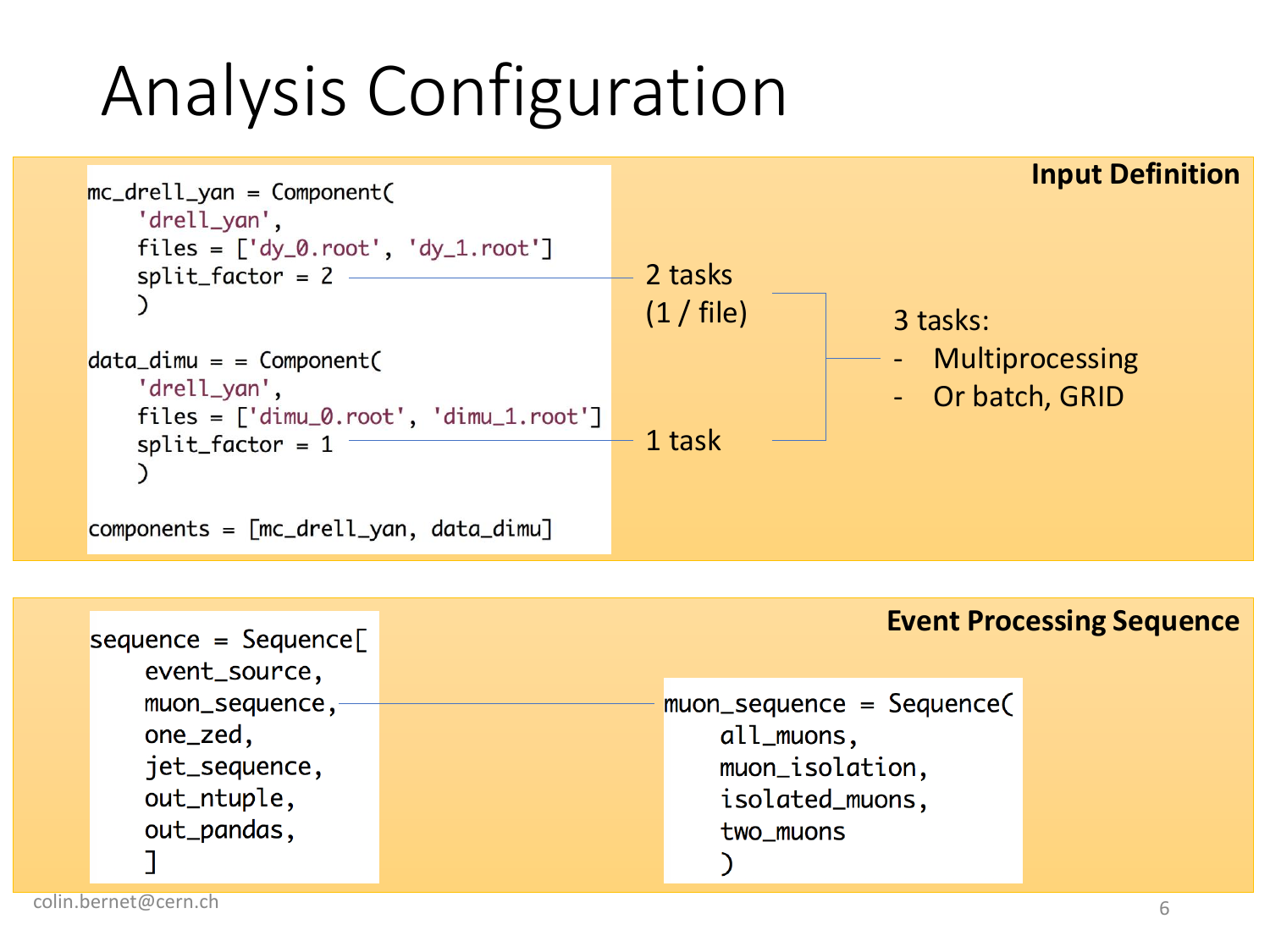# Analysis Configuration

**Input Definition**

```
mc_drell_yan = Component(
    'drell_yan',
    files = ['dy_0.root', 'dy_1.root']
    split_factor = 2
    )

data_dimu = = Component(
    'drell_yan',
    files = ['dimu_0.root', 'dimu_1.root']
    split_factor = 1
    )

components = [mc_drell_yan, data_dimu]
```

- `split_factor = 2` → 2 tasks (1 / file)
- `split_factor = 1` → 1 task

3 tasks:

- Multiprocessing
- Or batch, GRID

**Event Processing Sequence**

```
sequence = Sequence[
    event_source,
    muon_sequence,
    one_zed,
    jet_sequence,
    out_ntuple,
    out_pandas,
    ]
```

```
muon_sequence = Sequence(
    all_muons,
    muon_isolation,
    isolated_muons,
    two_muons
    )
```

colin.bernet@cern.ch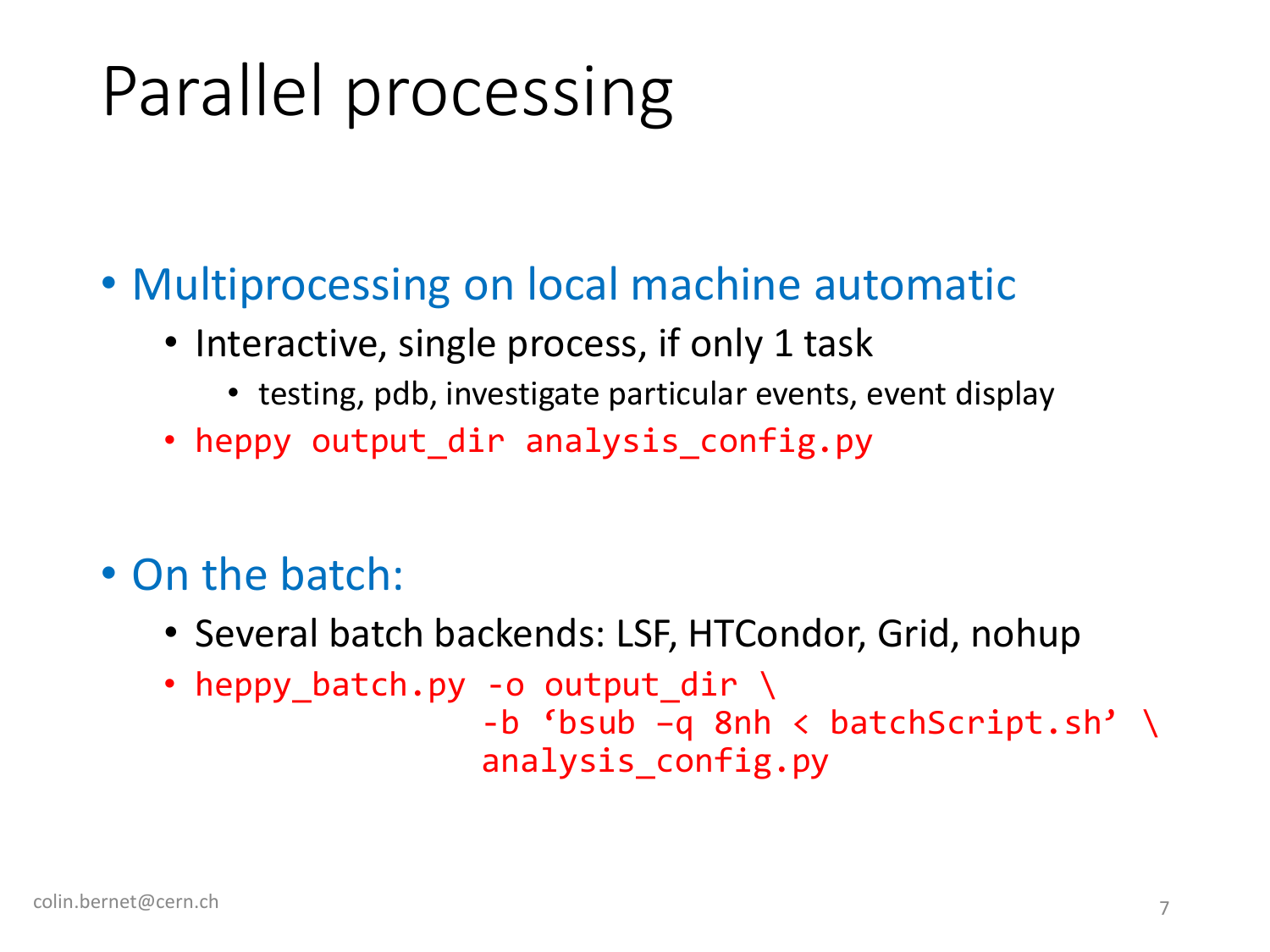# Parallel processing

- Multiprocessing on local machine automatic
  - Interactive, single process, if only 1 task
    - testing, pdb, investigate particular events, event display
  - `heppy output_dir analysis_config.py`

- On the batch:
  - Several batch backends: LSF, HTCondor, Grid, nohup
  - ```
    heppy_batch.py -o output_dir \
                   -b ‘bsub –q 8nh < batchScript.sh’ \
                   analysis_config.py
    ```

colin.bernet@cern.ch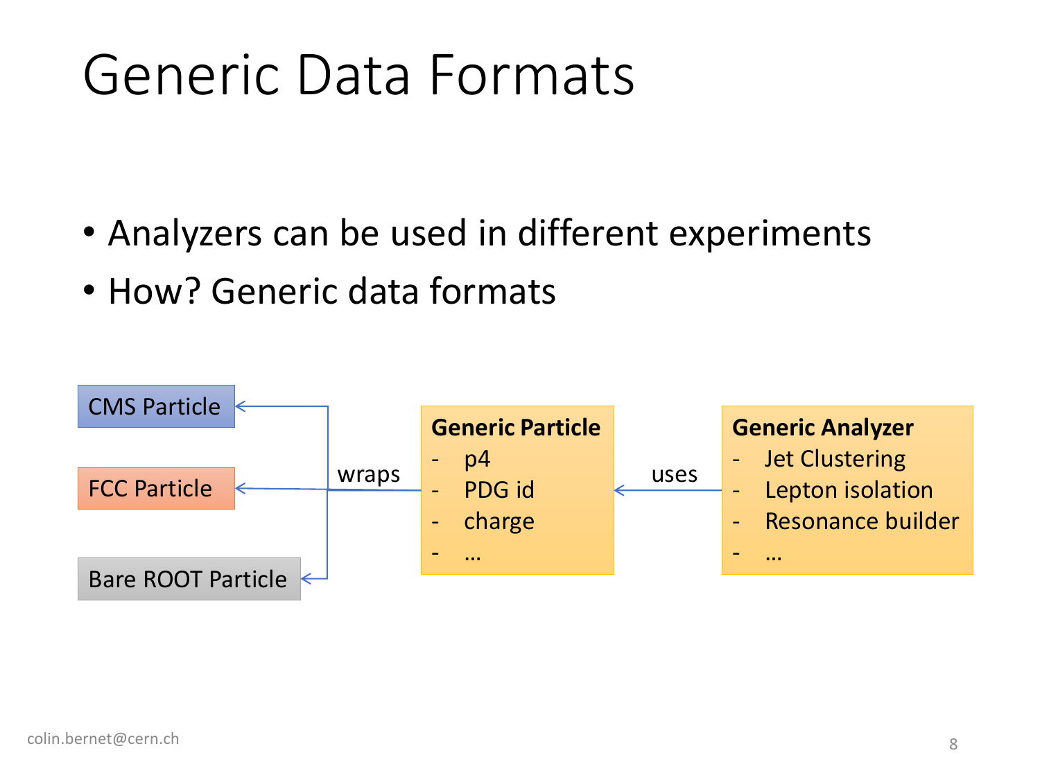# Generic Data Formats

- Analyzers can be used in different experiments
- How? Generic data formats

CMS Particle

FCC Particle

Bare ROOT Particle

wraps

**Generic Particle**
- p4
- PDG id
- charge
- …

uses

**Generic Analyzer**
- Jet Clustering
- Lepton isolation
- Resonance builder
- …

colin.bernet@cern.ch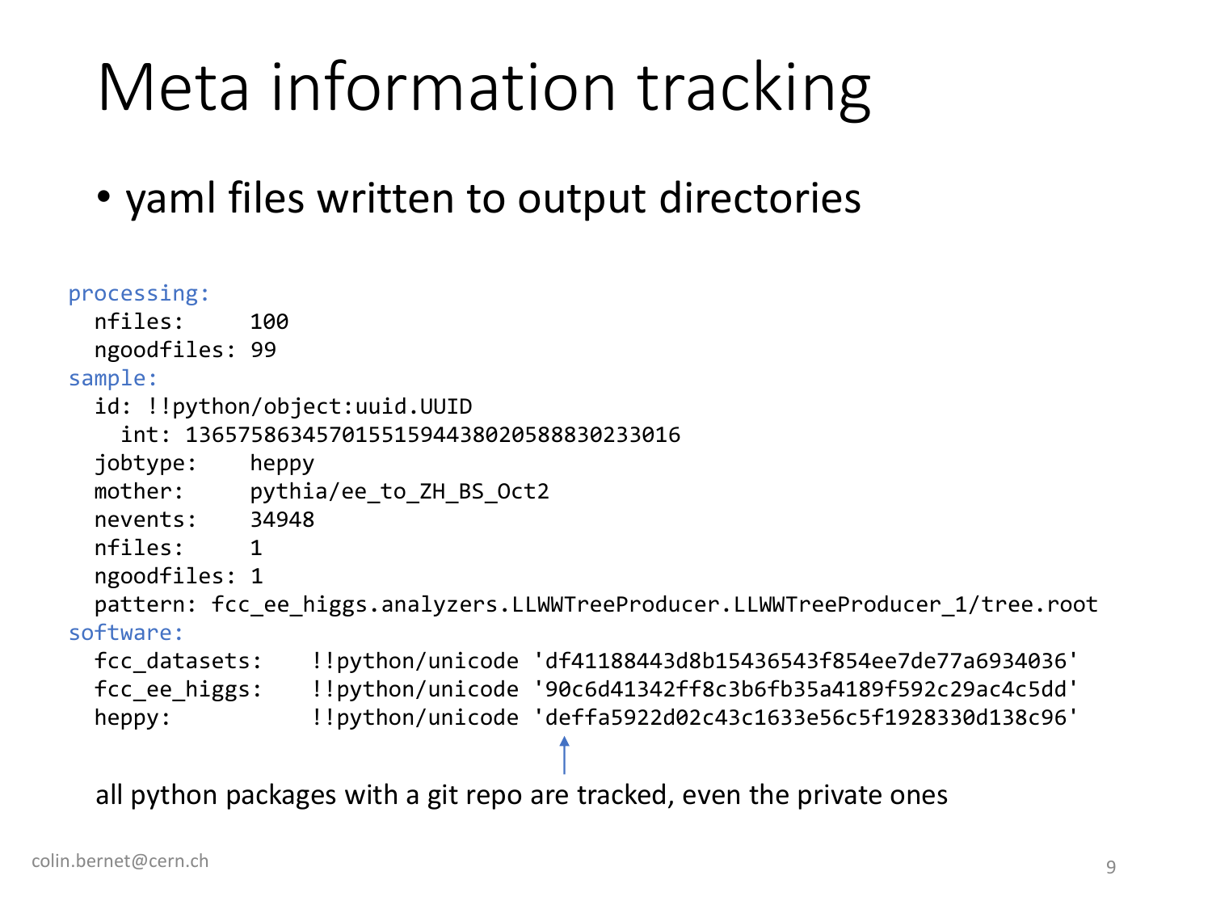# Meta information tracking

- yaml files written to output directories

```
processing:
  nfiles:     100
  ngoodfiles: 99
sample:
  id: !!python/object:uuid.UUID
    int: 136575863457015515944380205888302330 16
  jobtype:    heppy
  mother:     pythia/ee_to_ZH_BS_Oct2
  nevents:    34948
  nfiles:     1
  ngoodfiles: 1
  pattern: fcc_ee_higgs.analyzers.LLWWTreeProducer.LLWWTreeProducer_1/tree.root
software:
  fcc_datasets:    !!python/unicode 'df41188443d8b15436543f854ee7de77a6934036'
  fcc_ee_higgs:    !!python/unicode '90c6d41342ff8c3b6fb35a4189f592c29ac4c5dd'
  heppy:           !!python/unicode 'deffa5922d02c43c1633e56c5f1928330d138c96'
```

all python packages with a git repo are tracked, even the private ones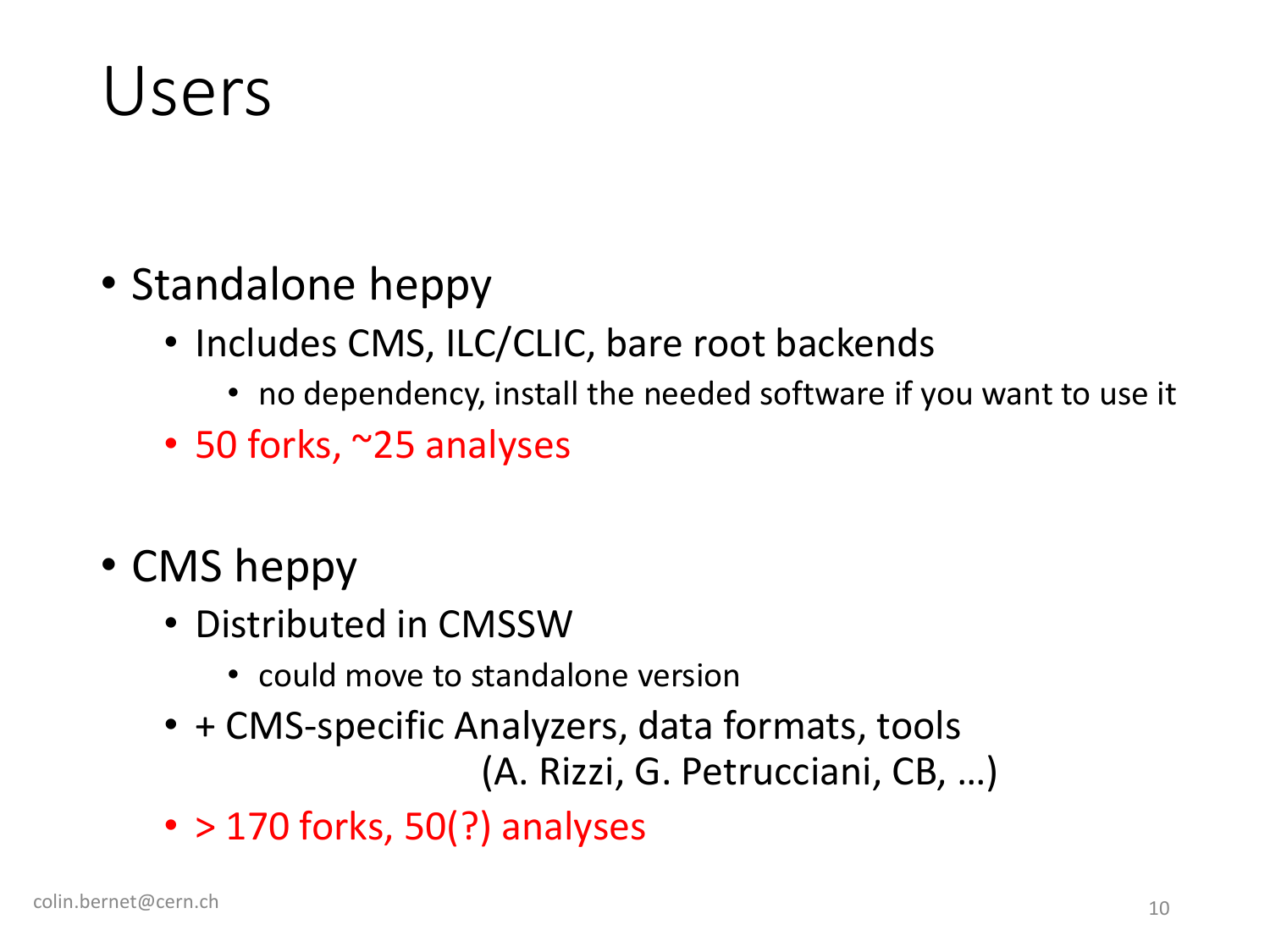# Users

- Standalone heppy
  - Includes CMS, ILC/CLIC, bare root backends
    - no dependency, install the needed software if you want to use it
  - 50 forks, ~25 analyses

- CMS heppy
  - Distributed in CMSSW
    - could move to standalone version
  - + CMS-specific Analyzers, data formats, tools (A. Rizzi, G. Petrucciani, CB, …)
  - > 170 forks, 50(?) analyses

colin.bernet@cern.ch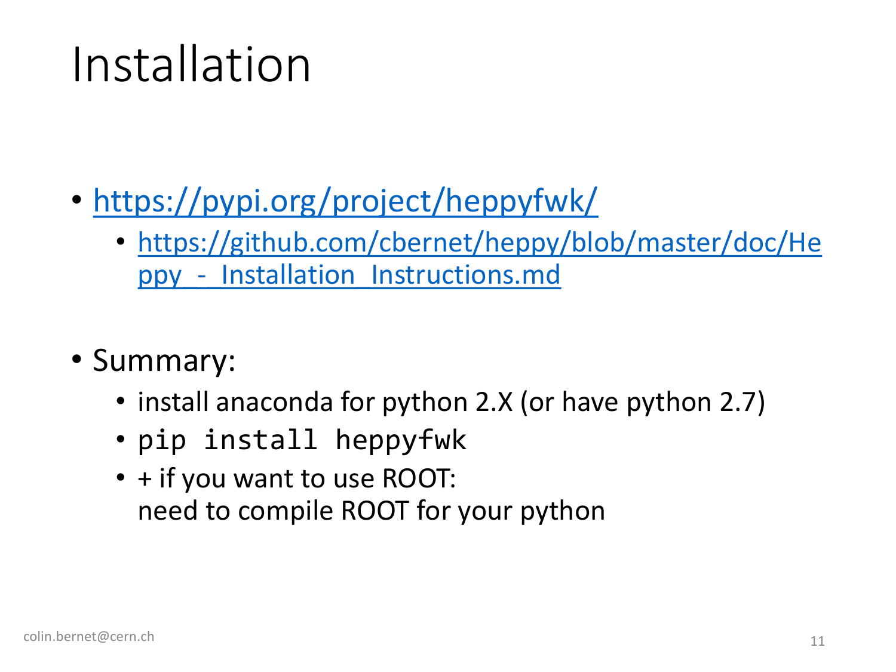# Installation

- https://pypi.org/project/heppyfwk/
  - https://github.com/cbernet/heppy/blob/master/doc/Heppy_-_Installation_Instructions.md

- Summary:
  - install anaconda for python 2.X (or have python 2.7)
  - `pip install heppyfwk`
  - + if you want to use ROOT:
    need to compile ROOT for your python

colin.bernet@cern.ch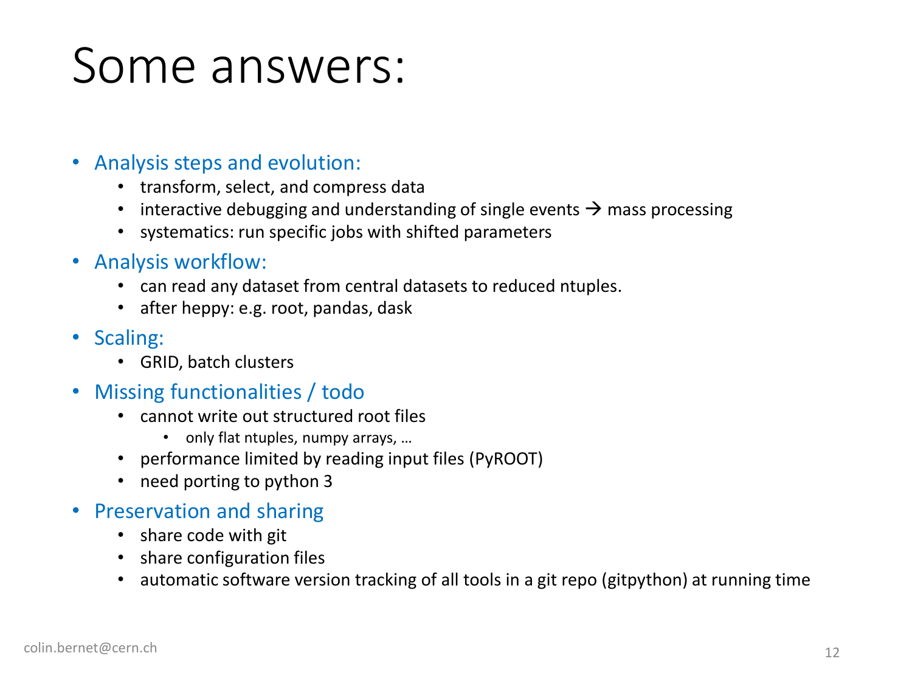# Some answers:

- Analysis steps and evolution:
  - transform, select, and compress data
  - interactive debugging and understanding of single events → mass processing
  - systematics: run specific jobs with shifted parameters
- Analysis workflow:
  - can read any dataset from central datasets to reduced ntuples.
  - after heppy: e.g. root, pandas, dask
- Scaling:
  - GRID, batch clusters
- Missing functionalities / todo
  - cannot write out structured root files
    - only flat ntuples, numpy arrays, …
  - performance limited by reading input files (PyROOT)
  - need porting to python 3
- Preservation and sharing
  - share code with git
  - share configuration files
  - automatic software version tracking of all tools in a git repo (gitpython) at running time

colin.bernet@cern.ch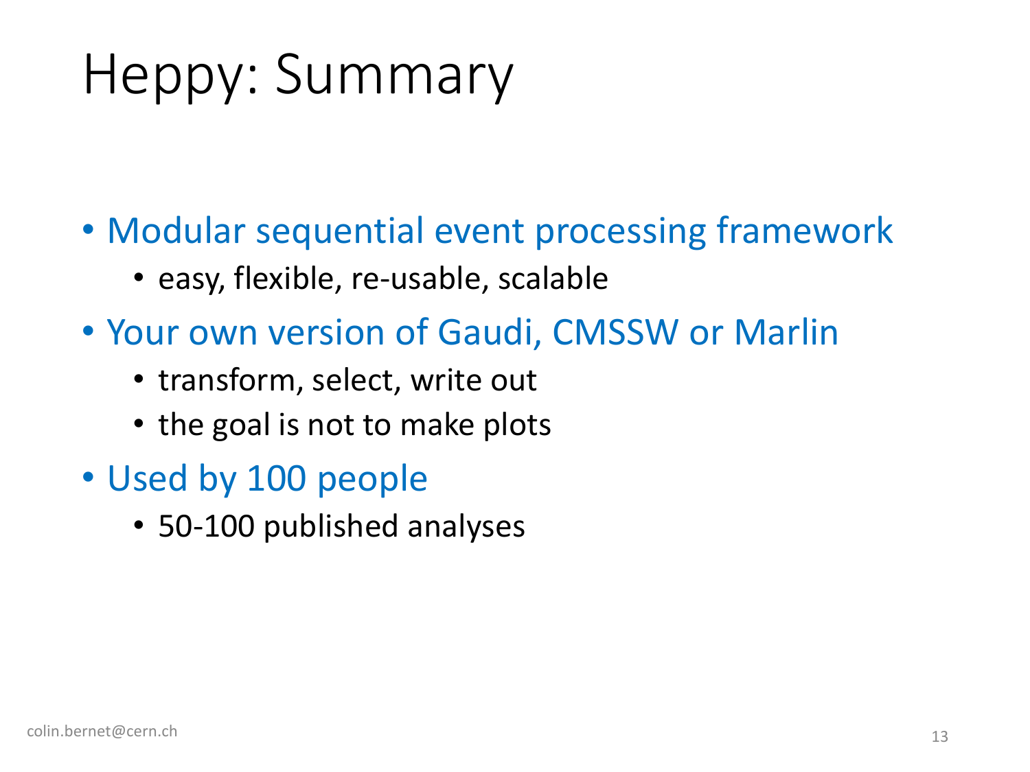# Heppy: Summary

- Modular sequential event processing framework
  - easy, flexible, re-usable, scalable
- Your own version of Gaudi, CMSSW or Marlin
  - transform, select, write out
  - the goal is not to make plots
- Used by 100 people
  - 50-100 published analyses

colin.bernet@cern.ch